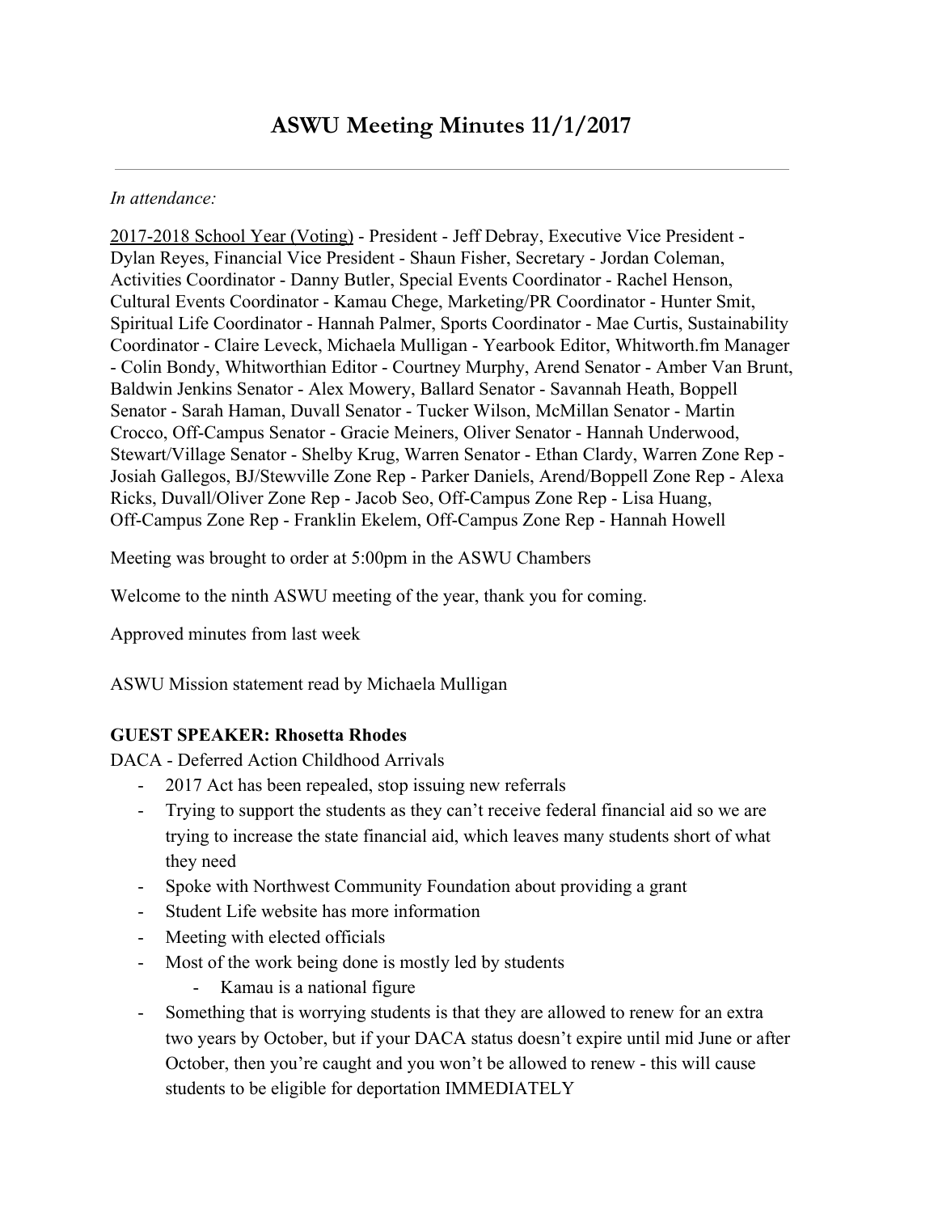# ASWU Meeting Minutes 11/1/2017

---

*In attendance:*

2017-2018 School Year (Voting) - President - Jeff Debray, Executive Vice President - Dylan Reyes, Financial Vice President - Shaun Fisher, Secretary - Jordan Coleman, Activities Coordinator - Danny Butler, Special Events Coordinator - Rachel Henson, Cultural Events Coordinator - Kamau Chege, Marketing/PR Coordinator - Hunter Smit, Spiritual Life Coordinator - Hannah Palmer, Sports Coordinator - Mae Curtis, Sustainability Coordinator - Claire Leveck, Michaela Mulligan - Yearbook Editor, Whitworth.fm Manager - Colin Bondy, Whitworthian Editor - Courtney Murphy, Arend Senator - Amber Van Brunt, Baldwin Jenkins Senator - Alex Mowery, Ballard Senator - Savannah Heath, Boppell Senator - Sarah Haman, Duvall Senator - Tucker Wilson, McMillan Senator - Martin Crocco, Off-Campus Senator - Gracie Meiners, Oliver Senator - Hannah Underwood, Stewart/Village Senator - Shelby Krug, Warren Senator - Ethan Clardy, Warren Zone Rep - Josiah Gallegos, BJ/Stewville Zone Rep - Parker Daniels, Arend/Boppell Zone Rep - Alexa Ricks, Duvall/Oliver Zone Rep - Jacob Seo, Off-Campus Zone Rep - Lisa Huang, Off-Campus Zone Rep - Franklin Ekelem, Off-Campus Zone Rep - Hannah Howell

Meeting was brought to order at 5:00pm in the ASWU Chambers

Welcome to the ninth ASWU meeting of the year, thank you for coming.

Approved minutes from last week

ASWU Mission statement read by Michaela Mulligan

**GUEST SPEAKER: Rhosetta Rhodes**

DACA - Deferred Action Childhood Arrivals

- 2017 Act has been repealed, stop issuing new referrals
- Trying to support the students as they can't receive federal financial aid so we are trying to increase the state financial aid, which leaves many students short of what they need
- Spoke with Northwest Community Foundation about providing a grant
- Student Life website has more information
- Meeting with elected officials
- Most of the work being done is mostly led by students
  - Kamau is a national figure
- Something that is worrying students is that they are allowed to renew for an extra two years by October, but if your DACA status doesn't expire until mid June or after October, then you're caught and you won't be allowed to renew - this will cause students to be eligible for deportation IMMEDIATELY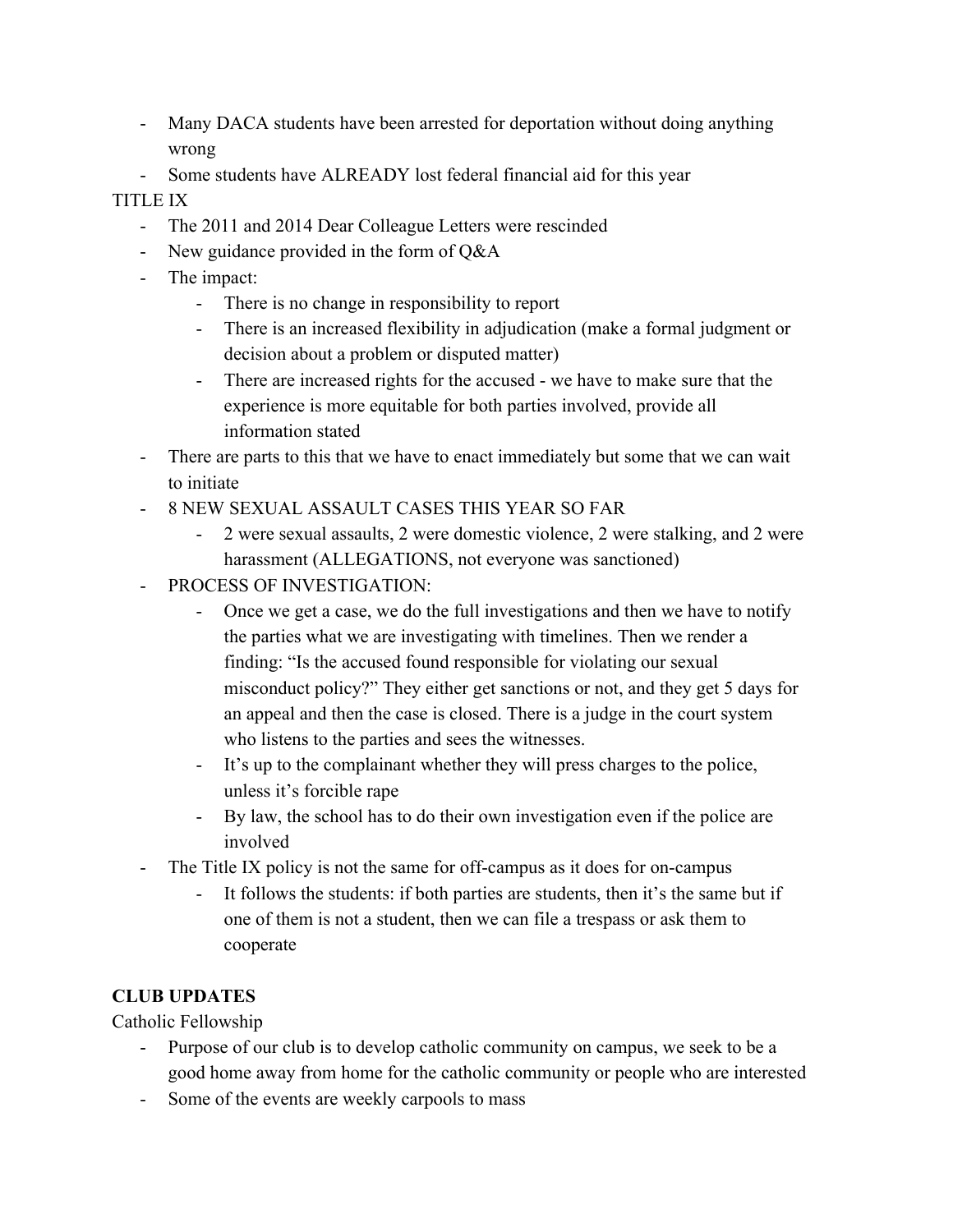- Many DACA students have been arrested for deportation without doing anything wrong
- Some students have ALREADY lost federal financial aid for this year

TITLE IX

- The 2011 and 2014 Dear Colleague Letters were rescinded
- New guidance provided in the form of Q&A
- The impact:
    - There is no change in responsibility to report
    - There is an increased flexibility in adjudication (make a formal judgment or decision about a problem or disputed matter)
    - There are increased rights for the accused - we have to make sure that the experience is more equitable for both parties involved, provide all information stated
- There are parts to this that we have to enact immediately but some that we can wait to initiate
- 8 NEW SEXUAL ASSAULT CASES THIS YEAR SO FAR
    - 2 were sexual assaults, 2 were domestic violence, 2 were stalking, and 2 were harassment (ALLEGATIONS, not everyone was sanctioned)
- PROCESS OF INVESTIGATION:
    - Once we get a case, we do the full investigations and then we have to notify the parties what we are investigating with timelines. Then we render a finding: "Is the accused found responsible for violating our sexual misconduct policy?" They either get sanctions or not, and they get 5 days for an appeal and then the case is closed. There is a judge in the court system who listens to the parties and sees the witnesses.
    - It's up to the complainant whether they will press charges to the police, unless it's forcible rape
    - By law, the school has to do their own investigation even if the police are involved
- The Title IX policy is not the same for off-campus as it does for on-campus
    - It follows the students: if both parties are students, then it's the same but if one of them is not a student, then we can file a trespass or ask them to cooperate

**CLUB UPDATES**

Catholic Fellowship

- Purpose of our club is to develop catholic community on campus, we seek to be a good home away from home for the catholic community or people who are interested
- Some of the events are weekly carpools to mass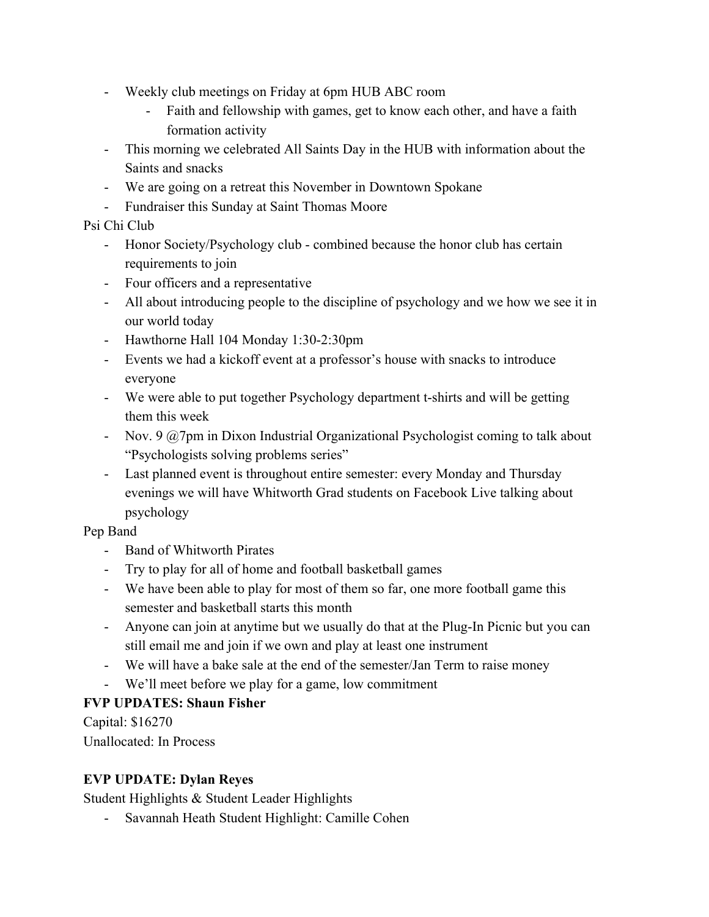- Weekly club meetings on Friday at 6pm HUB ABC room
    - Faith and fellowship with games, get to know each other, and have a faith formation activity
- This morning we celebrated All Saints Day in the HUB with information about the Saints and snacks
- We are going on a retreat this November in Downtown Spokane
- Fundraiser this Sunday at Saint Thomas Moore

Psi Chi Club

- Honor Society/Psychology club - combined because the honor club has certain requirements to join
- Four officers and a representative
- All about introducing people to the discipline of psychology and we how we see it in our world today
- Hawthorne Hall 104 Monday 1:30-2:30pm
- Events we had a kickoff event at a professor's house with snacks to introduce everyone
- We were able to put together Psychology department t-shirts and will be getting them this week
- Nov. 9 @7pm in Dixon Industrial Organizational Psychologist coming to talk about "Psychologists solving problems series"
- Last planned event is throughout entire semester: every Monday and Thursday evenings we will have Whitworth Grad students on Facebook Live talking about psychology

Pep Band

- Band of Whitworth Pirates
- Try to play for all of home and football basketball games
- We have been able to play for most of them so far, one more football game this semester and basketball starts this month
- Anyone can join at anytime but we usually do that at the Plug-In Picnic but you can still email me and join if we own and play at least one instrument
- We will have a bake sale at the end of the semester/Jan Term to raise money
- We'll meet before we play for a game, low commitment

**FVP UPDATES: Shaun Fisher**

Capital: $16270

Unallocated: In Process

**EVP UPDATE: Dylan Reyes**

Student Highlights & Student Leader Highlights

- Savannah Heath Student Highlight: Camille Cohen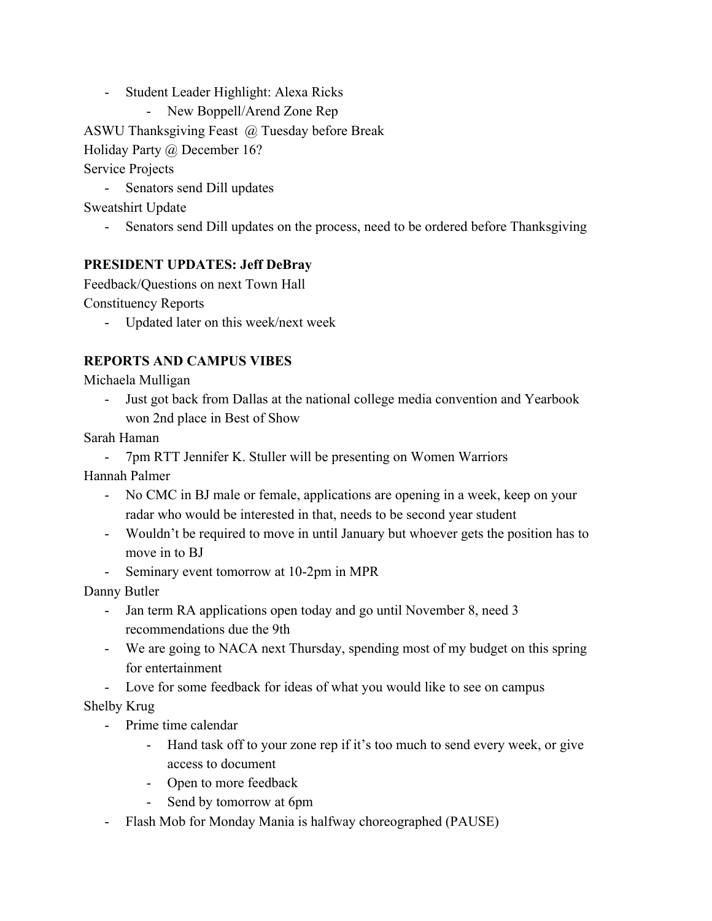- Student Leader Highlight: Alexa Ricks
    - New Boppell/Arend Zone Rep

ASWU Thanksgiving Feast @ Tuesday before Break

Holiday Party @ December 16?

Service Projects

- Senators send Dill updates

Sweatshirt Update

- Senators send Dill updates on the process, need to be ordered before Thanksgiving

**PRESIDENT UPDATES: Jeff DeBray**

Feedback/Questions on next Town Hall

Constituency Reports

- Updated later on this week/next week

**REPORTS AND CAMPUS VIBES**

Michaela Mulligan

- Just got back from Dallas at the national college media convention and Yearbook won 2nd place in Best of Show

Sarah Haman

- 7pm RTT Jennifer K. Stuller will be presenting on Women Warriors

Hannah Palmer

- No CMC in BJ male or female, applications are opening in a week, keep on your radar who would be interested in that, needs to be second year student
- Wouldn't be required to move in until January but whoever gets the position has to move in to BJ
- Seminary event tomorrow at 10-2pm in MPR

Danny Butler

- Jan term RA applications open today and go until November 8, need 3 recommendations due the 9th
- We are going to NACA next Thursday, spending most of my budget on this spring for entertainment
- Love for some feedback for ideas of what you would like to see on campus

Shelby Krug

- Prime time calendar
    - Hand task off to your zone rep if it's too much to send every week, or give access to document
    - Open to more feedback
    - Send by tomorrow at 6pm
- Flash Mob for Monday Mania is halfway choreographed (PAUSE)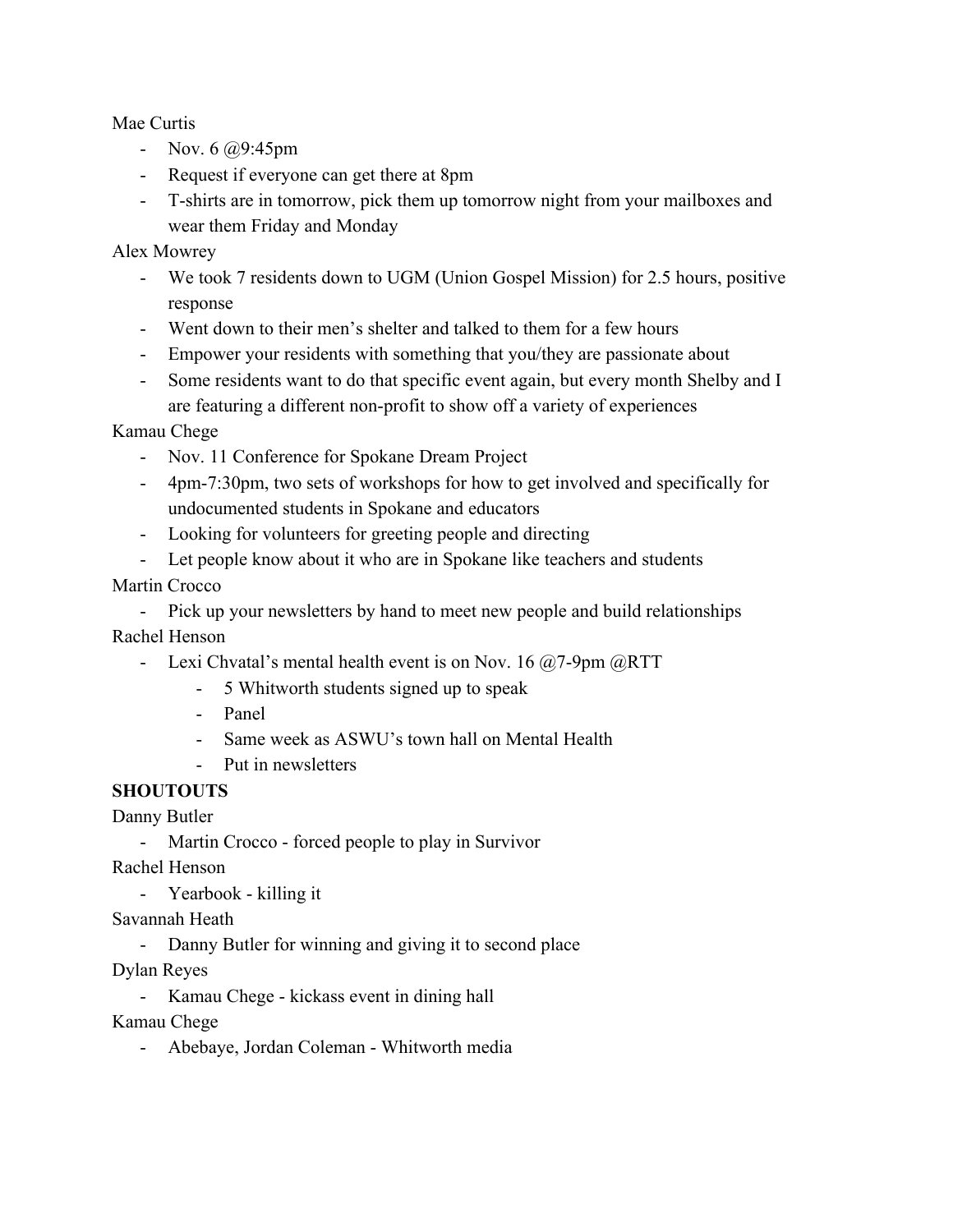Mae Curtis

- Nov. 6 @9:45pm
- Request if everyone can get there at 8pm
- T-shirts are in tomorrow, pick them up tomorrow night from your mailboxes and wear them Friday and Monday

Alex Mowrey

- We took 7 residents down to UGM (Union Gospel Mission) for 2.5 hours, positive response
- Went down to their men's shelter and talked to them for a few hours
- Empower your residents with something that you/they are passionate about
- Some residents want to do that specific event again, but every month Shelby and I are featuring a different non-profit to show off a variety of experiences

Kamau Chege

- Nov. 11 Conference for Spokane Dream Project
- 4pm-7:30pm, two sets of workshops for how to get involved and specifically for undocumented students in Spokane and educators
- Looking for volunteers for greeting people and directing
- Let people know about it who are in Spokane like teachers and students

Martin Crocco

- Pick up your newsletters by hand to meet new people and build relationships

Rachel Henson

- Lexi Chvatal's mental health event is on Nov. 16 @7-9pm @RTT
    - 5 Whitworth students signed up to speak
    - Panel
    - Same week as ASWU's town hall on Mental Health
    - Put in newsletters

**SHOUTOUTS**

Danny Butler

- Martin Crocco - forced people to play in Survivor

Rachel Henson

- Yearbook - killing it

Savannah Heath

- Danny Butler for winning and giving it to second place

Dylan Reyes

- Kamau Chege - kickass event in dining hall

Kamau Chege

- Abebaye, Jordan Coleman - Whitworth media